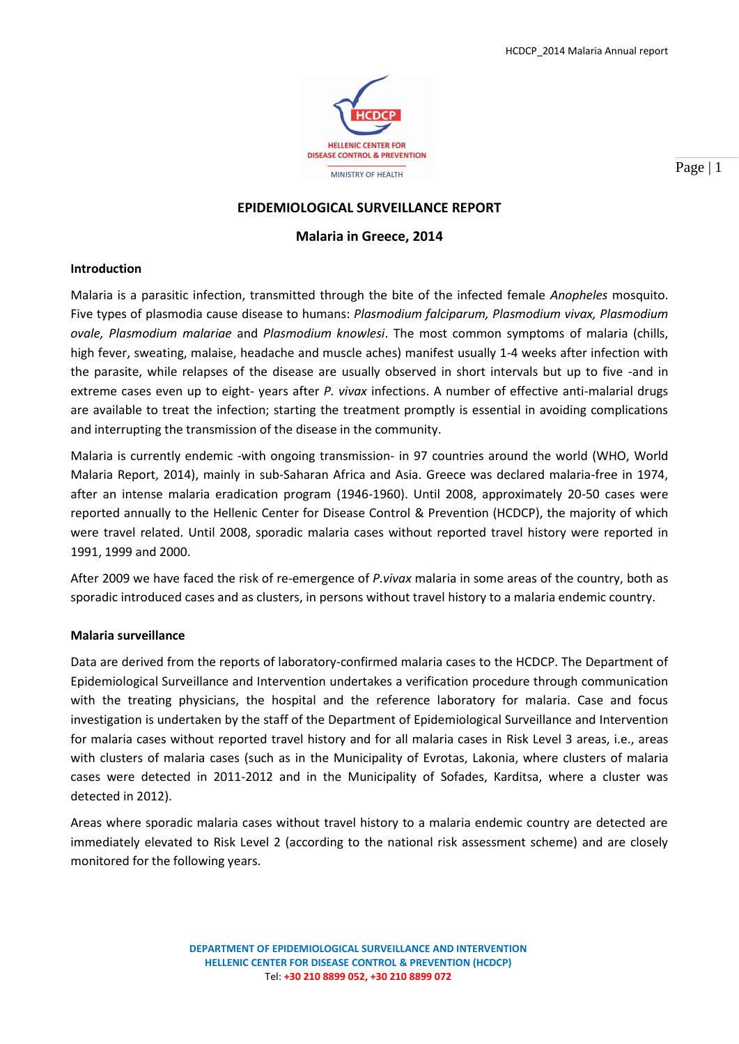# EPIDEMIOLOGICAL SURVEILLANCE REPORT

## Malaria in Greece, 2014

### Introduction

Malaria is a parasitic infection, transmitted through the bite of the infected female *Anopheles* mosquito. Five types of plasmodia cause disease to humans: *Plasmodium falciparum, Plasmodium vivax, Plasmodium ovale, Plasmodium malariae* and *Plasmodium knowlesi*. The most common symptoms of malaria (chills, high fever, sweating, malaise, headache and muscle aches) manifest usually 1-4 weeks after infection with the parasite, while relapses of the disease are usually observed in short intervals but up to five -and in extreme cases even up to eight- years after *P. vivax* infections. A number of effective anti-malarial drugs are available to treat the infection; starting the treatment promptly is essential in avoiding complications and interrupting the transmission of the disease in the community.

Malaria is currently endemic -with ongoing transmission- in 97 countries around the world (WHO, World Malaria Report, 2014), mainly in sub-Saharan Africa and Asia. Greece was declared malaria-free in 1974, after an intense malaria eradication program (1946-1960). Until 2008, approximately 20-50 cases were reported annually to the Hellenic Center for Disease Control & Prevention (HCDCP), the majority of which were travel related. Until 2008, sporadic malaria cases without reported travel history were reported in 1991, 1999 and 2000.

After 2009 we have faced the risk of re-emergence of *P.vivax* malaria in some areas of the country, both as sporadic introduced cases and as clusters, in persons without travel history to a malaria endemic country.

### Malaria surveillance

Data are derived from the reports of laboratory-confirmed malaria cases to the HCDCP. The Department of Epidemiological Surveillance and Intervention undertakes a verification procedure through communication with the treating physicians, the hospital and the reference laboratory for malaria. Case and focus investigation is undertaken by the staff of the Department of Epidemiological Surveillance and Intervention for malaria cases without reported travel history and for all malaria cases in Risk Level 3 areas, i.e., areas with clusters of malaria cases (such as in the Municipality of Evrotas, Lakonia, where clusters of malaria cases were detected in 2011-2012 and in the Municipality of Sofades, Karditsa, where a cluster was detected in 2012).

Areas where sporadic malaria cases without travel history to a malaria endemic country are detected are immediately elevated to Risk Level 2 (according to the national risk assessment scheme) and are closely monitored for the following years.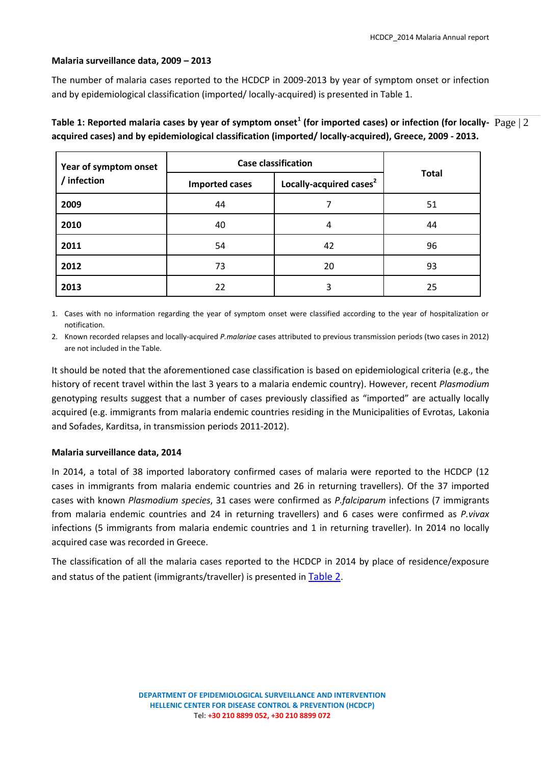**Malaria surveillance data, 2009 – 2013**

The number of malaria cases reported to the HCDCP in 2009-2013 by year of symptom onset or infection and by epidemiological classification (imported/ locally-acquired) is presented in Table 1.

**Table 1: Reported malaria cases by year of symptom onset[1] (for imported cases) or infection (for locally-acquired cases) and by epidemiological classification (imported/ locally-acquired), Greece, 2009 - 2013.**

| Year of symptom onset / infection | Case classification | | Total |
|---|---|---|---|
| | Imported cases | Locally-acquired cases[2] | |
| **2009** | 44 | 7 | 51 |
| **2010** | 40 | 4 | 44 |
| **2011** | 54 | 42 | 96 |
| **2012** | 73 | 20 | 93 |
| **2013** | 22 | 3 | 25 |

1. Cases with no information regarding the year of symptom onset were classified according to the year of hospitalization or notification.
2. Known recorded relapses and locally-acquired *P.malariae* cases attributed to previous transmission periods (two cases in 2012) are not included in the Table.

It should be noted that the aforementioned case classification is based on epidemiological criteria (e.g., the history of recent travel within the last 3 years to a malaria endemic country). However, recent *Plasmodium* genotyping results suggest that a number of cases previously classified as "imported" are actually locally acquired (e.g. immigrants from malaria endemic countries residing in the Municipalities of Evrotas, Lakonia and Sofades, Karditsa, in transmission periods 2011-2012).

**Malaria surveillance data, 2014**

In 2014, a total of 38 imported laboratory confirmed cases of malaria were reported to the HCDCP (12 cases in immigrants from malaria endemic countries and 26 in returning travellers). Of the 37 imported cases with known *Plasmodium species*, 31 cases were confirmed as *P.falciparum* infections (7 immigrants from malaria endemic countries and 24 in returning travellers) and 6 cases were confirmed as *P.vivax* infections (5 immigrants from malaria endemic countries and 1 in returning traveller). In 2014 no locally acquired case was recorded in Greece.

The classification of all the malaria cases reported to the HCDCP in 2014 by place of residence/exposure and status of the patient (immigrants/traveller) is presented in Table 2.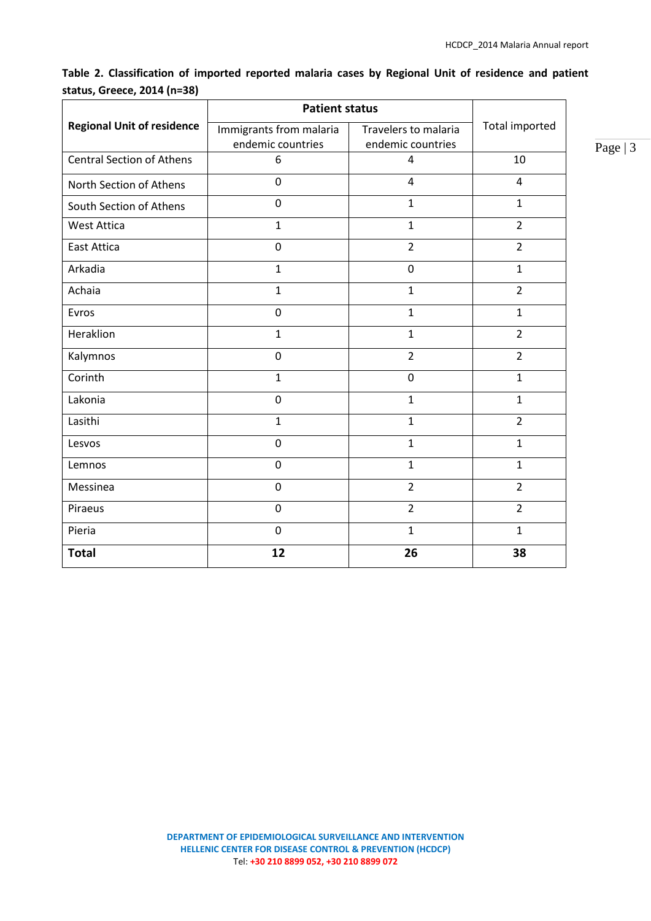**Table 2. Classification of imported reported malaria cases by Regional Unit of residence and patient status, Greece, 2014 (n=38)**

| Regional Unit of residence | Patient status | | Total imported |
|---|---|---|---|
| | Immigrants from malaria endemic countries | Travelers to malaria endemic countries | |
| Central Section of Athens | 6 | 4 | 10 |
| North Section of Athens | 0 | 4 | 4 |
| South Section of Athens | 0 | 1 | 1 |
| West Attica | 1 | 1 | 2 |
| East Attica | 0 | 2 | 2 |
| Arkadia | 1 | 0 | 1 |
| Achaia | 1 | 1 | 2 |
| Evros | 0 | 1 | 1 |
| Heraklion | 1 | 1 | 2 |
| Kalymnos | 0 | 2 | 2 |
| Corinth | 1 | 0 | 1 |
| Lakonia | 0 | 1 | 1 |
| Lasithi | 1 | 1 | 2 |
| Lesvos | 0 | 1 | 1 |
| Lemnos | 0 | 1 | 1 |
| Messinea | 0 | 2 | 2 |
| Piraeus | 0 | 2 | 2 |
| Pieria | 0 | 1 | 1 |
| **Total** | **12** | **26** | **38** |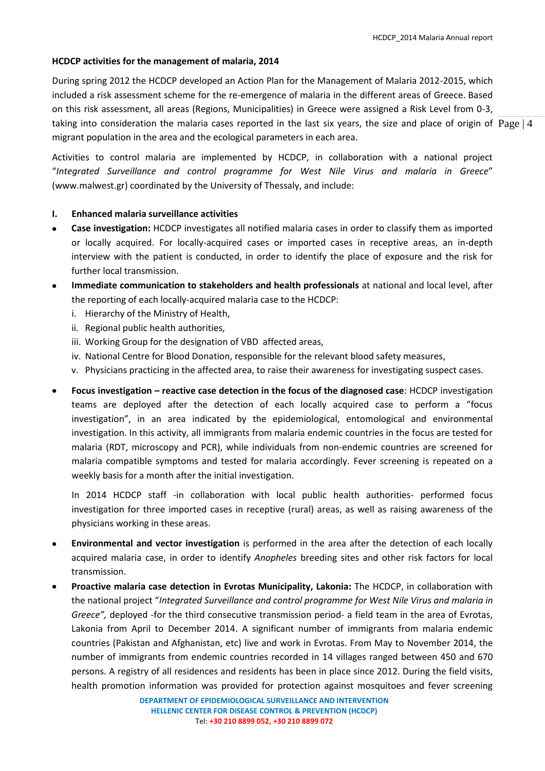**HCDCP activities for the management of malaria, 2014**

During spring 2012 the HCDCP developed an Action Plan for the Management of Malaria 2012-2015, which included a risk assessment scheme for the re-emergence of malaria in the different areas of Greece. Based on this risk assessment, all areas (Regions, Municipalities) in Greece were assigned a Risk Level from 0-3, taking into consideration the malaria cases reported in the last six years, the size and place of origin of migrant population in the area and the ecological parameters in each area.

Activities to control malaria are implemented by HCDCP, in collaboration with a national project "*Integrated Surveillance and control programme for West Nile Virus and malaria in Greece*" (www.malwest.gr) coordinated by the University of Thessaly, and include:

**I. Enhanced malaria surveillance activities**

- **Case investigation:** HCDCP investigates all notified malaria cases in order to classify them as imported or locally acquired. For locally-acquired cases or imported cases in receptive areas, an in-depth interview with the patient is conducted, in order to identify the place of exposure and the risk for further local transmission.
- **Immediate communication to stakeholders and health professionals** at national and local level, after the reporting of each locally-acquired malaria case to the HCDCP:
  - i. Hierarchy of the Ministry of Health,
  - ii. Regional public health authorities,
  - iii. Working Group for the designation of VBD affected areas,
  - iv. National Centre for Blood Donation, responsible for the relevant blood safety measures,
  - v. Physicians practicing in the affected area, to raise their awareness for investigating suspect cases.
- **Focus investigation – reactive case detection in the focus of the diagnosed case**: HCDCP investigation teams are deployed after the detection of each locally acquired case to perform a "focus investigation", in an area indicated by the epidemiological, entomological and environmental investigation. In this activity, all immigrants from malaria endemic countries in the focus are tested for malaria (RDT, microscopy and PCR), while individuals from non-endemic countries are screened for malaria compatible symptoms and tested for malaria accordingly. Fever screening is repeated on a weekly basis for a month after the initial investigation.

  In 2014 HCDCP staff -in collaboration with local public health authorities- performed focus investigation for three imported cases in receptive (rural) areas, as well as raising awareness of the physicians working in these areas.
- **Environmental and vector investigation** is performed in the area after the detection of each locally acquired malaria case, in order to identify *Anopheles* breeding sites and other risk factors for local transmission.
- **Proactive malaria case detection in Evrotas Municipality, Lakonia:** The HCDCP, in collaboration with the national project "*Integrated Surveillance and control programme for West Nile Virus and malaria in Greece",* deployed -for the third consecutive transmission period- a field team in the area of Evrotas, Lakonia from April to December 2014. A significant number of immigrants from malaria endemic countries (Pakistan and Afghanistan, etc) live and work in Evrotas. From May to November 2014, the number of immigrants from endemic countries recorded in 14 villages ranged between 450 and 670 persons. A registry of all residences and residents has been in place since 2012. During the field visits, health promotion information was provided for protection against mosquitoes and fever screening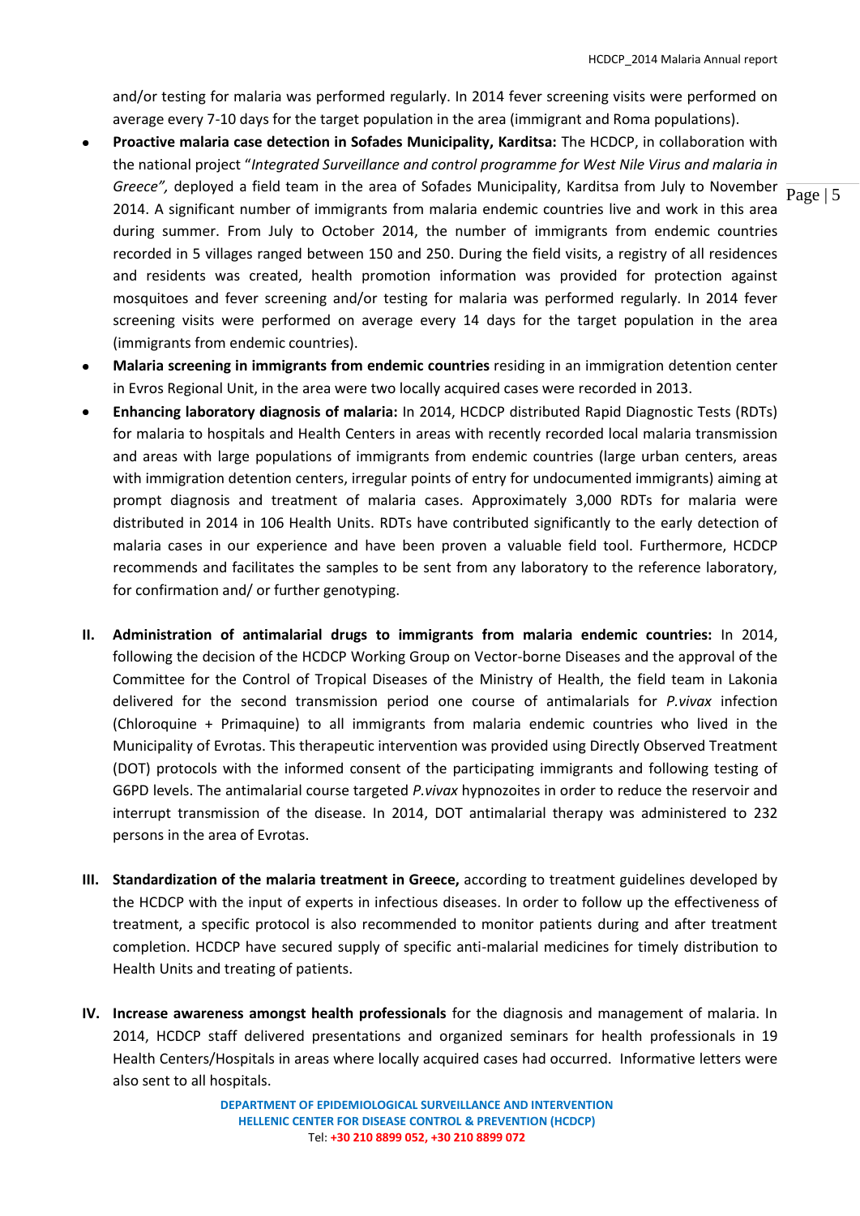and/or testing for malaria was performed regularly. In 2014 fever screening visits were performed on average every 7-10 days for the target population in the area (immigrant and Roma populations).

- **Proactive malaria case detection in Sofades Municipality, Karditsa:** The HCDCP, in collaboration with the national project "*Integrated Surveillance and control programme for West Nile Virus and malaria in Greece",* deployed a field team in the area of Sofades Municipality, Karditsa from July to November 2014. A significant number of immigrants from malaria endemic countries live and work in this area during summer. From July to October 2014, the number of immigrants from endemic countries recorded in 5 villages ranged between 150 and 250. During the field visits, a registry of all residences and residents was created, health promotion information was provided for protection against mosquitoes and fever screening and/or testing for malaria was performed regularly. In 2014 fever screening visits were performed on average every 14 days for the target population in the area (immigrants from endemic countries).
- **Malaria screening in immigrants from endemic countries** residing in an immigration detention center in Evros Regional Unit, in the area were two locally acquired cases were recorded in 2013.
- **Enhancing laboratory diagnosis of malaria:** In 2014, HCDCP distributed Rapid Diagnostic Tests (RDTs) for malaria to hospitals and Health Centers in areas with recently recorded local malaria transmission and areas with large populations of immigrants from endemic countries (large urban centers, areas with immigration detention centers, irregular points of entry for undocumented immigrants) aiming at prompt diagnosis and treatment of malaria cases. Approximately 3,000 RDTs for malaria were distributed in 2014 in 106 Health Units. RDTs have contributed significantly to the early detection of malaria cases in our experience and have been proven a valuable field tool. Furthermore, HCDCP recommends and facilitates the samples to be sent from any laboratory to the reference laboratory, for confirmation and/ or further genotyping.

**II. Administration of antimalarial drugs to immigrants from malaria endemic countries:** In 2014, following the decision of the HCDCP Working Group on Vector-borne Diseases and the approval of the Committee for the Control of Tropical Diseases of the Ministry of Health, the field team in Lakonia delivered for the second transmission period one course of antimalarials for *P.vivax* infection (Chloroquine + Primaquine) to all immigrants from malaria endemic countries who lived in the Municipality of Evrotas. This therapeutic intervention was provided using Directly Observed Treatment (DOT) protocols with the informed consent of the participating immigrants and following testing of G6PD levels. The antimalarial course targeted *P.vivax* hypnozoites in order to reduce the reservoir and interrupt transmission of the disease. In 2014, DOT antimalarial therapy was administered to 232 persons in the area of Evrotas.

**III. Standardization of the malaria treatment in Greece,** according to treatment guidelines developed by the HCDCP with the input of experts in infectious diseases. In order to follow up the effectiveness of treatment, a specific protocol is also recommended to monitor patients during and after treatment completion. HCDCP have secured supply of specific anti-malarial medicines for timely distribution to Health Units and treating of patients.

**IV. Increase awareness amongst health professionals** for the diagnosis and management of malaria. In 2014, HCDCP staff delivered presentations and organized seminars for health professionals in 19 Health Centers/Hospitals in areas where locally acquired cases had occurred. Informative letters were also sent to all hospitals.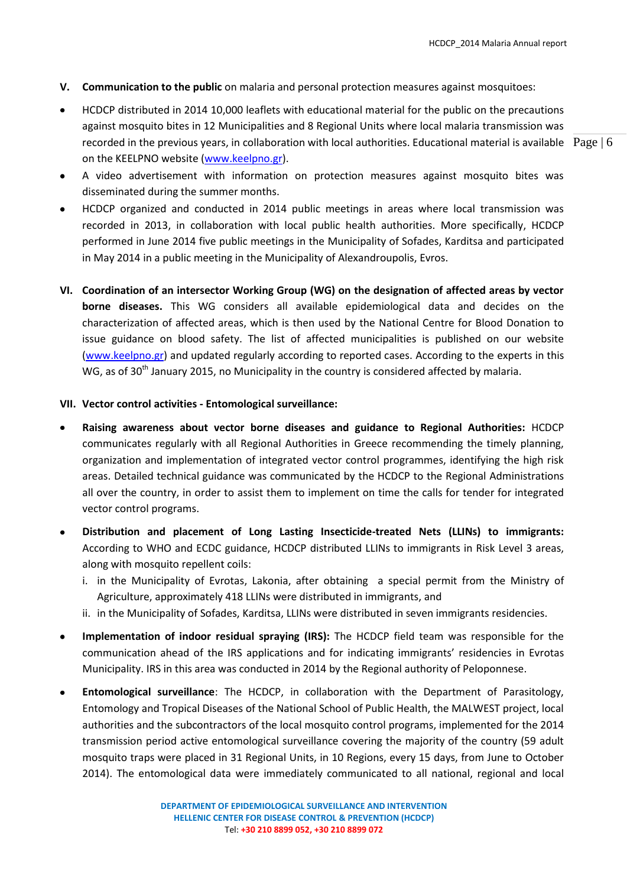**V. Communication to the public** on malaria and personal protection measures against mosquitoes:

- HCDCP distributed in 2014 10,000 leaflets with educational material for the public on the precautions against mosquito bites in 12 Municipalities and 8 Regional Units where local malaria transmission was recorded in the previous years, in collaboration with local authorities. Educational material is available on the KEELPNO website (www.keelpno.gr).
- A video advertisement with information on protection measures against mosquito bites was disseminated during the summer months.
- HCDCP organized and conducted in 2014 public meetings in areas where local transmission was recorded in 2013, in collaboration with local public health authorities. More specifically, HCDCP performed in June 2014 five public meetings in the Municipality of Sofades, Karditsa and participated in May 2014 in a public meeting in the Municipality of Alexandroupolis, Evros.

**VI. Coordination of an intersector Working Group (WG) on the designation of affected areas by vector borne diseases.** This WG considers all available epidemiological data and decides on the characterization of affected areas, which is then used by the National Centre for Blood Donation to issue guidance on blood safety. The list of affected municipalities is published on our website (www.keelpno.gr) and updated regularly according to reported cases. According to the experts in this WG, as of 30th January 2015, no Municipality in the country is considered affected by malaria.

**VII. Vector control activities - Entomological surveillance:**

- **Raising awareness about vector borne diseases and guidance to Regional Authorities:** HCDCP communicates regularly with all Regional Authorities in Greece recommending the timely planning, organization and implementation of integrated vector control programmes, identifying the high risk areas. Detailed technical guidance was communicated by the HCDCP to the Regional Administrations all over the country, in order to assist them to implement on time the calls for tender for integrated vector control programs.
- **Distribution and placement of Long Lasting Insecticide-treated Nets (LLINs) to immigrants:** According to WHO and ECDC guidance, HCDCP distributed LLINs to immigrants in Risk Level 3 areas, along with mosquito repellent coils:
  i. in the Municipality of Evrotas, Lakonia, after obtaining a special permit from the Ministry of Agriculture, approximately 418 LLINs were distributed in immigrants, and
  ii. in the Municipality of Sofades, Karditsa, LLINs were distributed in seven immigrants residencies.
- **Implementation of indoor residual spraying (IRS):** The HCDCP field team was responsible for the communication ahead of the IRS applications and for indicating immigrants' residencies in Evrotas Municipality. IRS in this area was conducted in 2014 by the Regional authority of Peloponnese.
- **Entomological surveillance**: The HCDCP, in collaboration with the Department of Parasitology, Entomology and Tropical Diseases of the National School of Public Health, the MALWEST project, local authorities and the subcontractors of the local mosquito control programs, implemented for the 2014 transmission period active entomological surveillance covering the majority of the country (59 adult mosquito traps were placed in 31 Regional Units, in 10 Regions, every 15 days, from June to October 2014). The entomological data were immediately communicated to all national, regional and local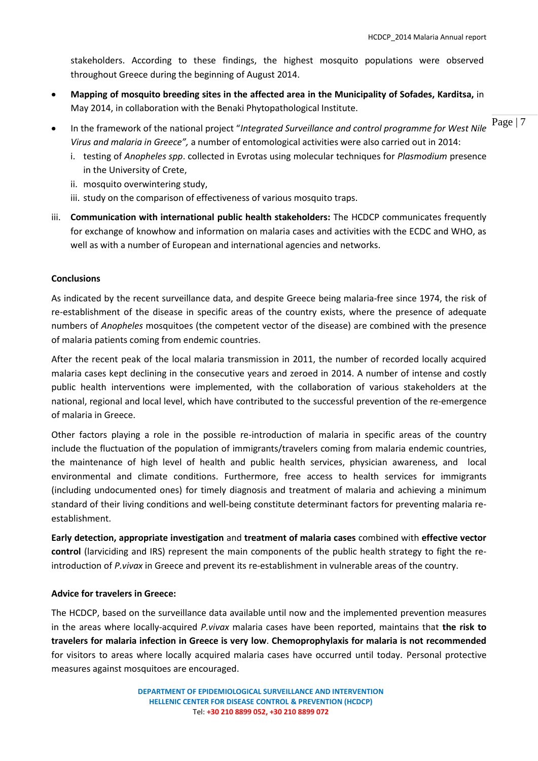stakeholders. According to these findings, the highest mosquito populations were observed throughout Greece during the beginning of August 2014.

- **Mapping of mosquito breeding sites in the affected area in the Municipality of Sofades, Karditsa,** in May 2014, in collaboration with the Benaki Phytopathological Institute.
- In the framework of the national project "*Integrated Surveillance and control programme for West Nile Virus and malaria in Greece",* a number of entomological activities were also carried out in 2014:
    i. testing of *Anopheles spp*. collected in Evrotas using molecular techniques for *Plasmodium* presence in the University of Crete,
    ii. mosquito overwintering study,
    iii. study on the comparison of effectiveness of various mosquito traps.

iii. **Communication with international public health stakeholders:** The HCDCP communicates frequently for exchange of knowhow and information on malaria cases and activities with the ECDC and WHO, as well as with a number of European and international agencies and networks.

**Conclusions**

As indicated by the recent surveillance data, and despite Greece being malaria-free since 1974, the risk of re-establishment of the disease in specific areas of the country exists, where the presence of adequate numbers of *Anopheles* mosquitoes (the competent vector of the disease) are combined with the presence of malaria patients coming from endemic countries.

After the recent peak of the local malaria transmission in 2011, the number of recorded locally acquired malaria cases kept declining in the consecutive years and zeroed in 2014. A number of intense and costly public health interventions were implemented, with the collaboration of various stakeholders at the national, regional and local level, which have contributed to the successful prevention of the re-emergence of malaria in Greece.

Other factors playing a role in the possible re-introduction of malaria in specific areas of the country include the fluctuation of the population of immigrants/travelers coming from malaria endemic countries, the maintenance of high level of health and public health services, physician awareness, and local environmental and climate conditions. Furthermore, free access to health services for immigrants (including undocumented ones) for timely diagnosis and treatment of malaria and achieving a minimum standard of their living conditions and well-being constitute determinant factors for preventing malaria re-establishment.

**Early detection, appropriate investigation** and **treatment of malaria cases** combined with **effective vector control** (larviciding and IRS) represent the main components of the public health strategy to fight the re-introduction of *P.vivax* in Greece and prevent its re-establishment in vulnerable areas of the country.

**Advice for travelers in Greece:**

The HCDCP, based on the surveillance data available until now and the implemented prevention measures in the areas where locally-acquired *P.vivax* malaria cases have been reported, maintains that **the risk to travelers for malaria infection in Greece is very low**. **Chemoprophylaxis for malaria is not recommended** for visitors to areas where locally acquired malaria cases have occurred until today. Personal protective measures against mosquitoes are encouraged.